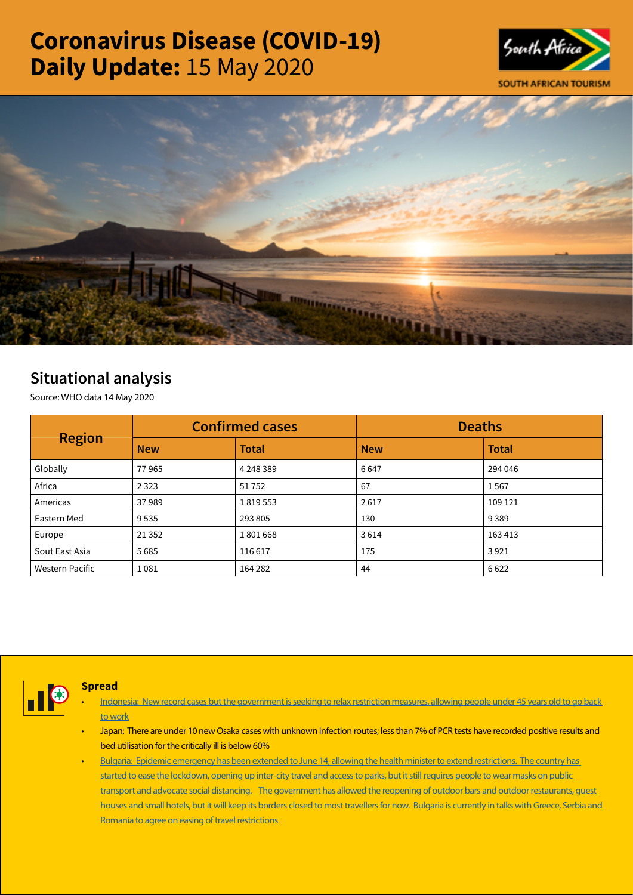# Coronavirus Disease (COVID-19) Daily Update: 15 May 2020

## Situational analysis

Source: WHO data 14 May 2020

| Region | Confirmed cases | | Deaths | |
|---|---|---|---|---|
| | New | Total | New | Total |
| Globally | 77 965 | 4 248 389 | 6 647 | 294 046 |
| Africa | 2 323 | 51 752 | 67 | 1 567 |
| Americas | 37 989 | 1 819 553 | 2 617 | 109 121 |
| Eastern Med | 9 535 | 293 805 | 130 | 9 389 |
| Europe | 21 352 | 1 801 668 | 3 614 | 163 413 |
| Sout East Asia | 5 685 | 116 617 | 175 | 3 921 |
| Western Pacific | 1 081 | 164 282 | 44 | 6 622 |

### Spread

- Indonesia: New record cases but the government is seeking to relax restriction measures, allowing people under 45 years old to go back to work
- Japan: There are under 10 new Osaka cases with unknown infection routes; less than 7% of PCR tests have recorded positive results and bed utilisation for the critically ill is below 60%
- Bulgaria: Epidemic emergency has been extended to June 14, allowing the health minister to extend restrictions. The country has started to ease the lockdown, opening up inter-city travel and access to parks, but it still requires people to wear masks on public transport and advocate social distancing. The government has allowed the reopening of outdoor bars and outdoor restaurants, guest houses and small hotels, but it will keep its borders closed to most travellers for now. Bulgaria is currently in talks with Greece, Serbia and Romania to agree on easing of travel restrictions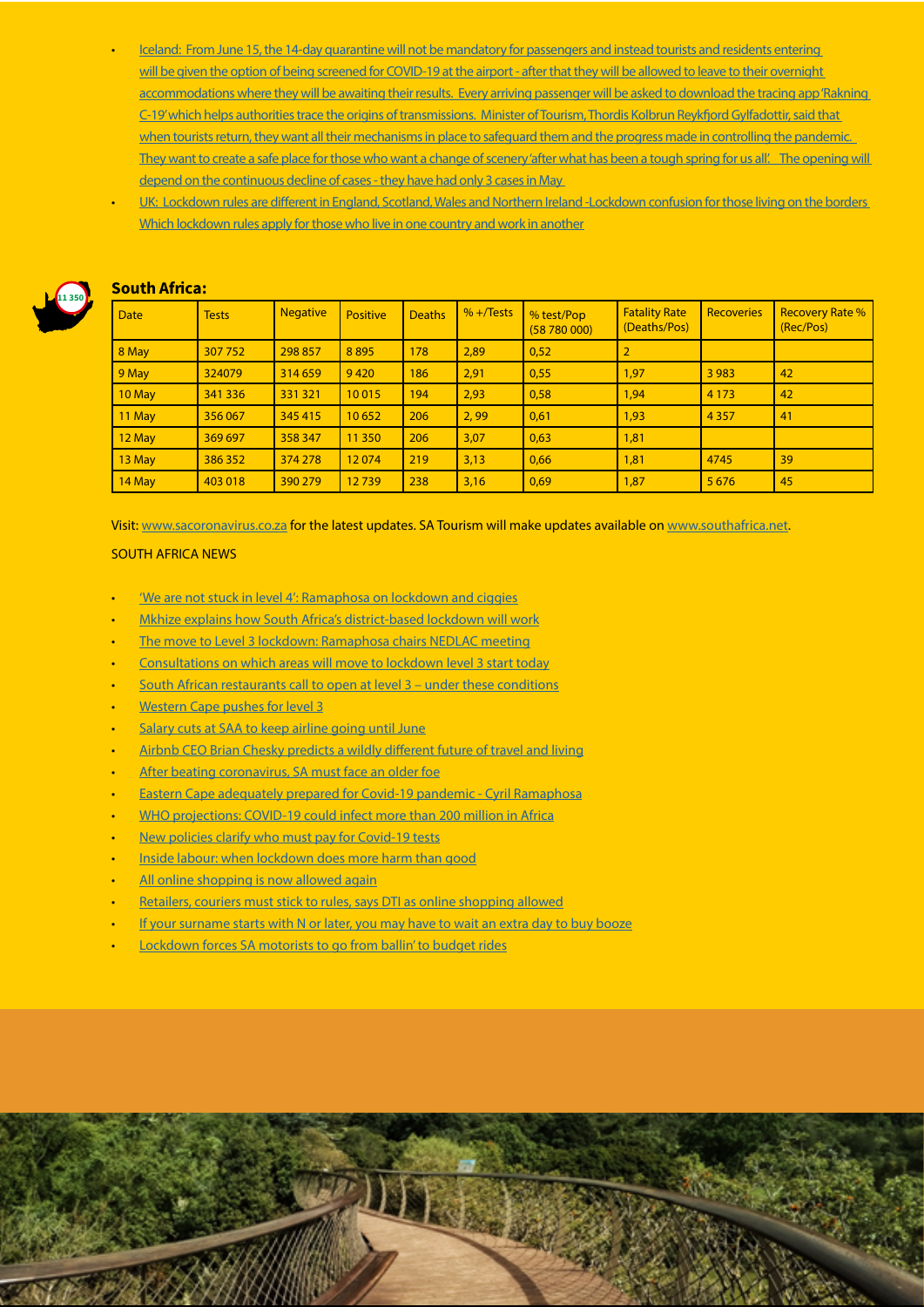- Iceland: From June 15, the 14-day quarantine will not be mandatory for passengers and instead tourists and residents entering will be given the option of being screened for COVID-19 at the airport - after that they will be allowed to leave to their overnight accommodations where they will be awaiting their results. Every arriving passenger will be asked to download the tracing app 'Rakning C-19' which helps authorities trace the origins of transmissions. Minister of Tourism, Thordis Kolbrun Reykfjord Gylfadottir, said that when tourists return, they want all their mechanisms in place to safeguard them and the progress made in controlling the pandemic. They want to create a safe place for those who want a change of scenery 'after what has been a tough spring for us all'. The opening will depend on the continuous decline of cases - they have had only 3 cases in May
- UK: Lockdown rules are different in England, Scotland, Wales and Northern Ireland -Lockdown confusion for those living on the borders Which lockdown rules apply for those who live in one country and work in another

11 350

## South Africa:

| Date | Tests | Negative | Positive | Deaths | % +/Tests | % test/Pop (58 780 000) | Fatality Rate (Deaths/Pos) | Recoveries | Recovery Rate % (Rec/Pos) |
|---|---|---|---|---|---|---|---|---|---|
| 8 May | 307 752 | 298 857 | 8 895 | 178 | 2,89 | 0,52 | 2 | | |
| 9 May | 324079 | 314 659 | 9 420 | 186 | 2,91 | 0,55 | 1,97 | 3 983 | 42 |
| 10 May | 341 336 | 331 321 | 10 015 | 194 | 2,93 | 0,58 | 1,94 | 4 173 | 42 |
| 11 May | 356 067 | 345 415 | 10 652 | 206 | 2, 99 | 0,61 | 1,93 | 4 357 | 41 |
| 12 May | 369 697 | 358 347 | 11 350 | 206 | 3,07 | 0,63 | 1,81 | | |
| 13 May | 386 352 | 374 278 | 12 074 | 219 | 3,13 | 0,66 | 1,81 | 4745 | 39 |
| 14 May | 403 018 | 390 279 | 12 739 | 238 | 3,16 | 0,69 | 1,87 | 5 676 | 45 |

Visit: www.sacoronavirus.co.za for the latest updates. SA Tourism will make updates available on www.southafrica.net.

SOUTH AFRICA NEWS

- 'We are not stuck in level 4': Ramaphosa on lockdown and ciggies
- Mkhize explains how South Africa's district-based lockdown will work
- The move to Level 3 lockdown: Ramaphosa chairs NEDLAC meeting
- Consultations on which areas will move to lockdown level 3 start today
- South African restaurants call to open at level 3 – under these conditions
- Western Cape pushes for level 3
- Salary cuts at SAA to keep airline going until June
- Airbnb CEO Brian Chesky predicts a wildly different future of travel and living
- After beating coronavirus, SA must face an older foe
- Eastern Cape adequately prepared for Covid-19 pandemic - Cyril Ramaphosa
- WHO projections: COVID-19 could infect more than 200 million in Africa
- New policies clarify who must pay for Covid-19 tests
- Inside labour: when lockdown does more harm than good
- All online shopping is now allowed again
- Retailers, couriers must stick to rules, says DTI as online shopping allowed
- If your surname starts with N or later, you may have to wait an extra day to buy booze
- Lockdown forces SA motorists to go from ballin' to budget rides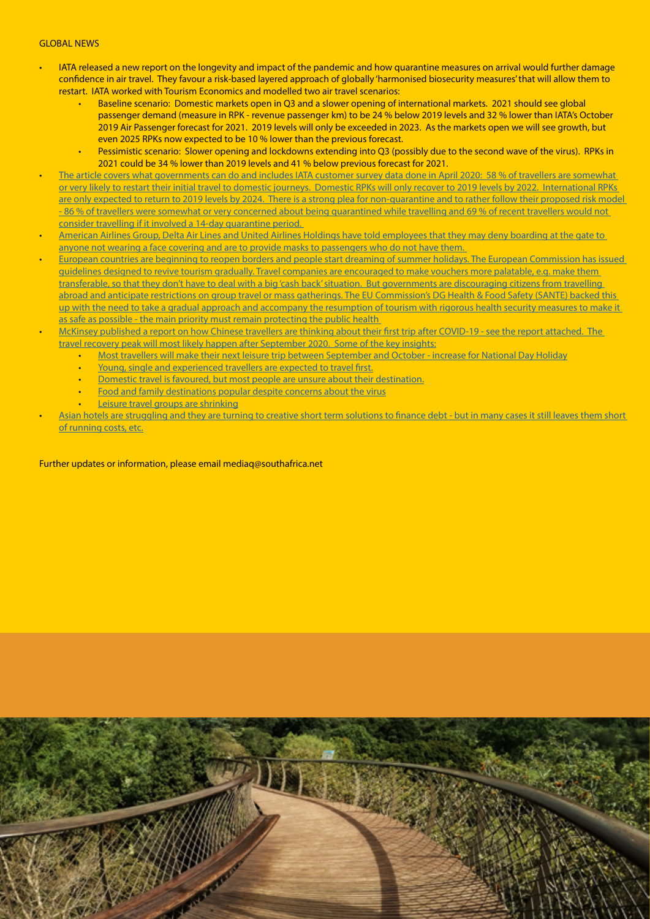GLOBAL NEWS

- IATA released a new report on the longevity and impact of the pandemic and how quarantine measures on arrival would further damage confidence in air travel. They favour a risk-based layered approach of globally 'harmonised biosecurity measures' that will allow them to restart. IATA worked with Tourism Economics and modelled two air travel scenarios:
  - Baseline scenario: Domestic markets open in Q3 and a slower opening of international markets. 2021 should see global passenger demand (measure in RPK - revenue passenger km) to be 24 % below 2019 levels and 32 % lower than IATA's October 2019 Air Passenger forecast for 2021. 2019 levels will only be exceeded in 2023. As the markets open we will see growth, but even 2025 RPKs now expected to be 10 % lower than the previous forecast.
  - Pessimistic scenario: Slower opening and lockdowns extending into Q3 (possibly due to the second wave of the virus). RPKs in 2021 could be 34 % lower than 2019 levels and 41 % below previous forecast for 2021.
- The article covers what governments can do and includes IATA customer survey data done in April 2020: 58 % of travellers are somewhat or very likely to restart their initial travel to domestic journeys. Domestic RPKs will only recover to 2019 levels by 2022. International RPKs are only expected to return to 2019 levels by 2024. There is a strong plea for non-quarantine and to rather follow their proposed risk model - 86 % of travellers were somewhat or very concerned about being quarantined while travelling and 69 % of recent travellers would not consider travelling if it involved a 14-day quarantine period.
- American Airlines Group, Delta Air Lines and United Airlines Holdings have told employees that they may deny boarding at the gate to anyone not wearing a face covering and are to provide masks to passengers who do not have them.
- European countries are beginning to reopen borders and people start dreaming of summer holidays. The European Commission has issued guidelines designed to revive tourism gradually. Travel companies are encouraged to make vouchers more palatable, e.g. make them transferable, so that they don't have to deal with a big 'cash back' situation. But governments are discouraging citizens from travelling abroad and anticipate restrictions on group travel or mass gatherings. The EU Commission's DG Health & Food Safety (SANTE) backed this up with the need to take a gradual approach and accompany the resumption of tourism with rigorous health security measures to make it as safe as possible - the main priority must remain protecting the public health
- McKinsey published a report on how Chinese travellers are thinking about their first trip after COVID-19 - see the report attached. The travel recovery peak will most likely happen after September 2020. Some of the key insights:
  - Most travellers will make their next leisure trip between September and October - increase for National Day Holiday
  - Young, single and experienced travellers are expected to travel first.
  - Domestic travel is favoured, but most people are unsure about their destination.
  - Food and family destinations popular despite concerns about the virus
  - Leisure travel groups are shrinking
- Asian hotels are struggling and they are turning to creative short term solutions to finance debt - but in many cases it still leaves them short of running costs, etc.

Further updates or information, please email mediaq@southafrica.net